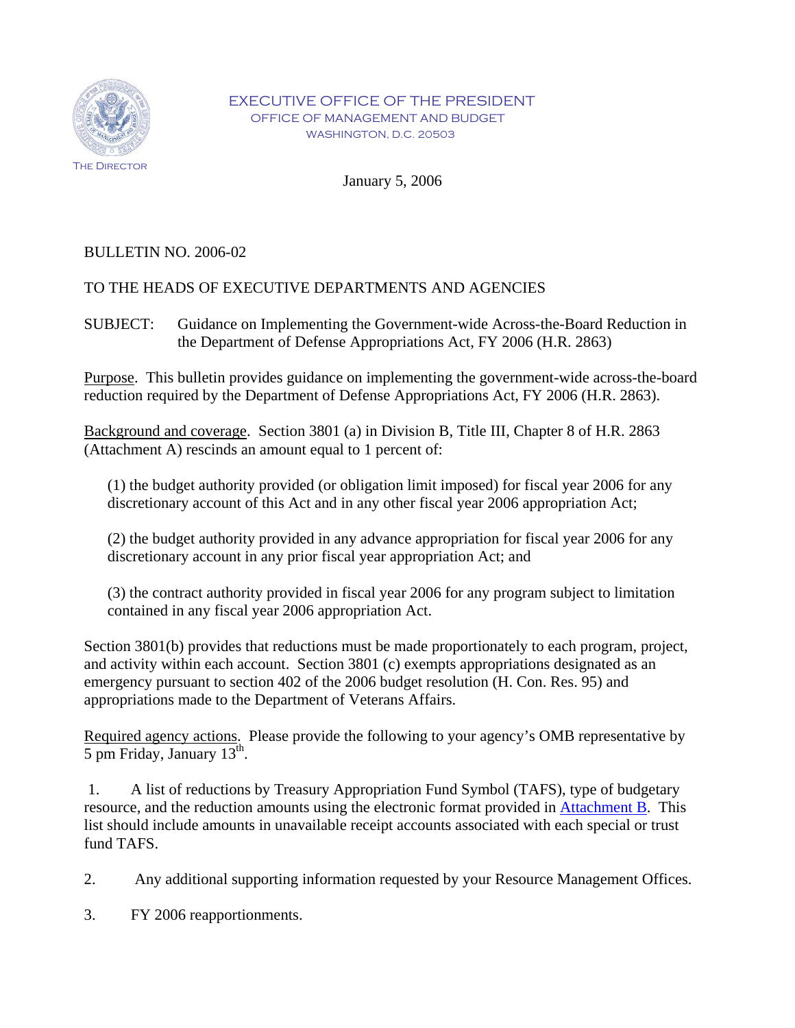THE DIRECTOR

EXECUTIVE OFFICE OF THE PRESIDENT
OFFICE OF MANAGEMENT AND BUDGET
WASHINGTON, D.C. 20503

January 5, 2006

BULLETIN NO. 2006-02

TO THE HEADS OF EXECUTIVE DEPARTMENTS AND AGENCIES

SUBJECT: Guidance on Implementing the Government-wide Across-the-Board Reduction in the Department of Defense Appropriations Act, FY 2006 (H.R. 2863)

Purpose. This bulletin provides guidance on implementing the government-wide across-the-board reduction required by the Department of Defense Appropriations Act, FY 2006 (H.R. 2863).

Background and coverage. Section 3801 (a) in Division B, Title III, Chapter 8 of H.R. 2863 (Attachment A) rescinds an amount equal to 1 percent of:

(1) the budget authority provided (or obligation limit imposed) for fiscal year 2006 for any discretionary account of this Act and in any other fiscal year 2006 appropriation Act;

(2) the budget authority provided in any advance appropriation for fiscal year 2006 for any discretionary account in any prior fiscal year appropriation Act; and

(3) the contract authority provided in fiscal year 2006 for any program subject to limitation contained in any fiscal year 2006 appropriation Act.

Section 3801(b) provides that reductions must be made proportionately to each program, project, and activity within each account. Section 3801 (c) exempts appropriations designated as an emergency pursuant to section 402 of the 2006 budget resolution (H. Con. Res. 95) and appropriations made to the Department of Veterans Affairs.

Required agency actions. Please provide the following to your agency's OMB representative by 5 pm Friday, January 13th.

1. A list of reductions by Treasury Appropriation Fund Symbol (TAFS), type of budgetary resource, and the reduction amounts using the electronic format provided in Attachment B. This list should include amounts in unavailable receipt accounts associated with each special or trust fund TAFS.

2. Any additional supporting information requested by your Resource Management Offices.

3. FY 2006 reapportionments.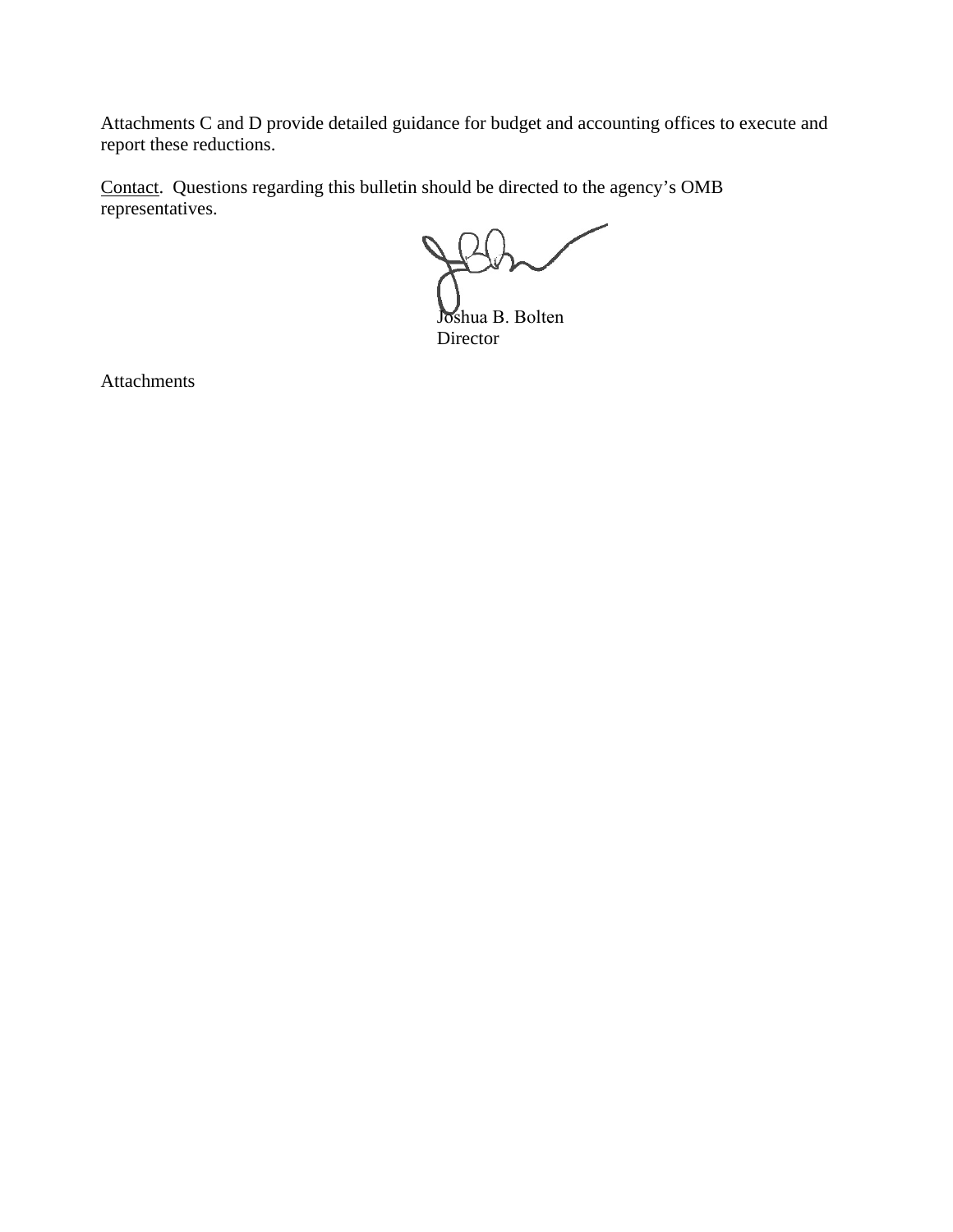Attachments C and D provide detailed guidance for budget and accounting offices to execute and report these reductions.

<u>Contact</u>. Questions regarding this bulletin should be directed to the agency's OMB representatives.

Joshua B. Bolten  
Director

Attachments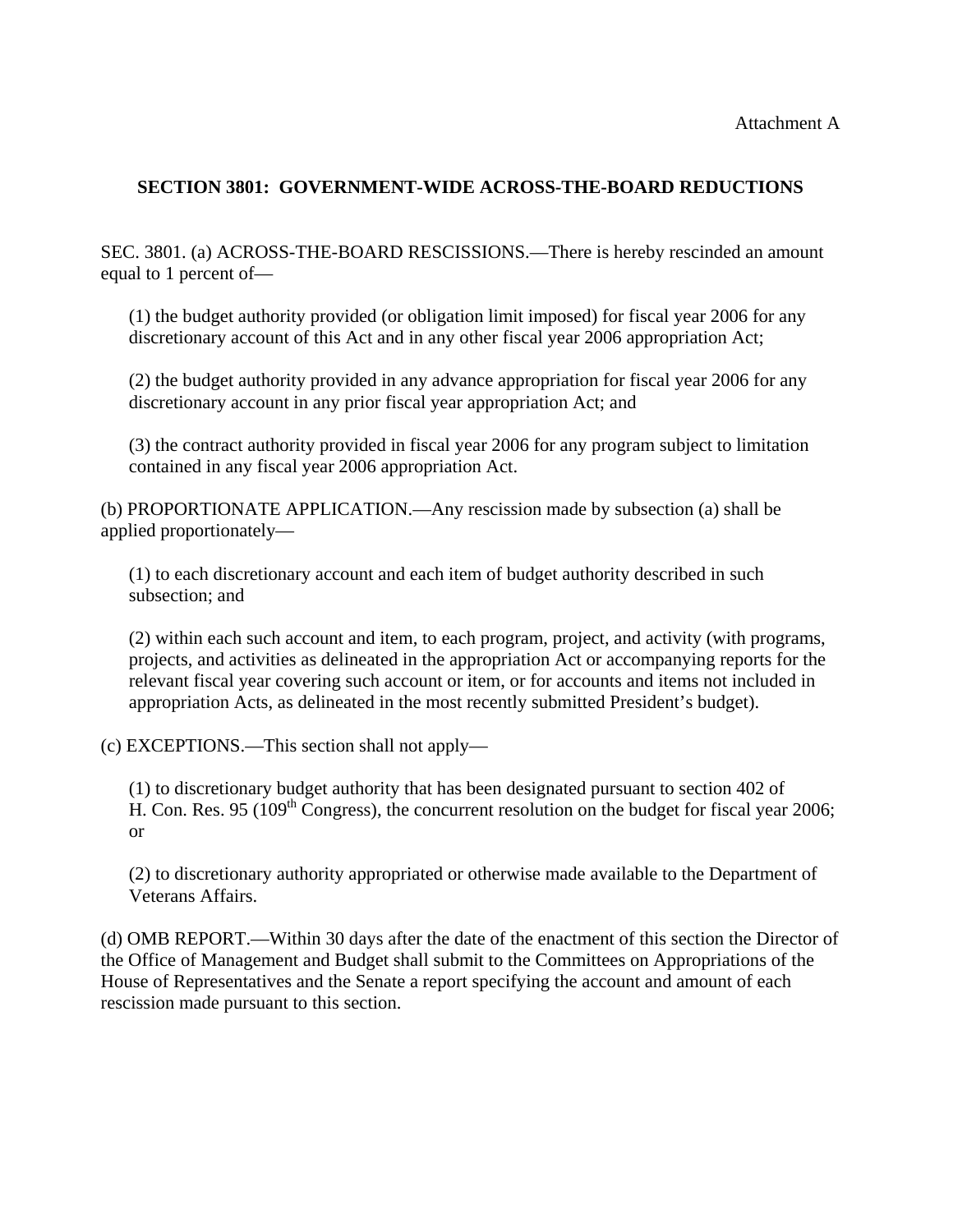Attachment A

## SECTION 3801: GOVERNMENT-WIDE ACROSS-THE-BOARD REDUCTIONS

SEC. 3801. (a) ACROSS-THE-BOARD RESCISSIONS.—There is hereby rescinded an amount equal to 1 percent of—

(1) the budget authority provided (or obligation limit imposed) for fiscal year 2006 for any discretionary account of this Act and in any other fiscal year 2006 appropriation Act;

(2) the budget authority provided in any advance appropriation for fiscal year 2006 for any discretionary account in any prior fiscal year appropriation Act; and

(3) the contract authority provided in fiscal year 2006 for any program subject to limitation contained in any fiscal year 2006 appropriation Act.

(b) PROPORTIONATE APPLICATION.—Any rescission made by subsection (a) shall be applied proportionately—

(1) to each discretionary account and each item of budget authority described in such subsection; and

(2) within each such account and item, to each program, project, and activity (with programs, projects, and activities as delineated in the appropriation Act or accompanying reports for the relevant fiscal year covering such account or item, or for accounts and items not included in appropriation Acts, as delineated in the most recently submitted President's budget).

(c) EXCEPTIONS.—This section shall not apply—

(1) to discretionary budget authority that has been designated pursuant to section 402 of H. Con. Res. 95 (109th Congress), the concurrent resolution on the budget for fiscal year 2006; or

(2) to discretionary authority appropriated or otherwise made available to the Department of Veterans Affairs.

(d) OMB REPORT.—Within 30 days after the date of the enactment of this section the Director of the Office of Management and Budget shall submit to the Committees on Appropriations of the House of Representatives and the Senate a report specifying the account and amount of each rescission made pursuant to this section.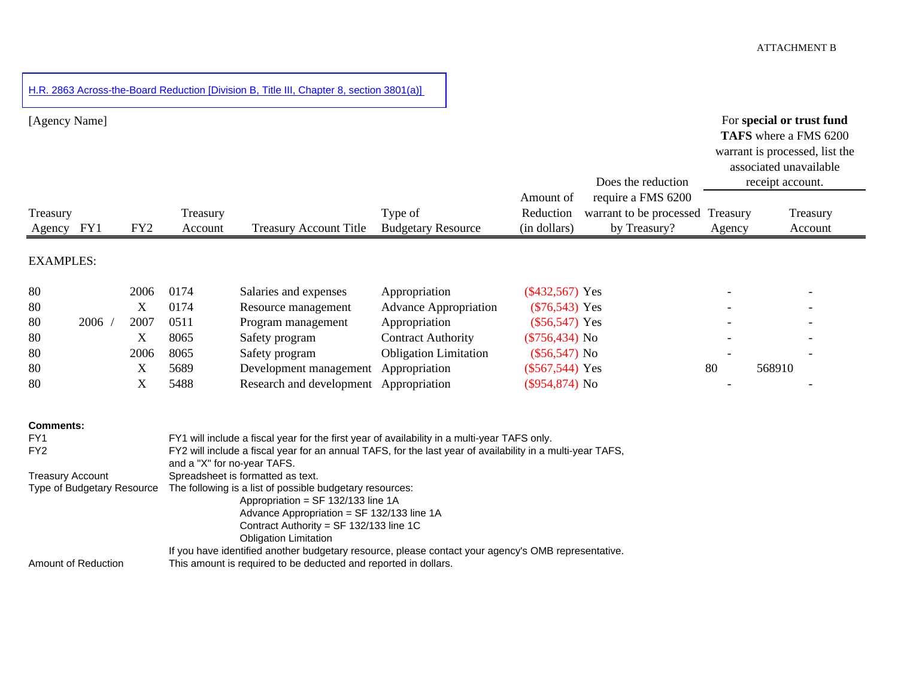ATTACHMENT B

H.R. 2863 Across-the-Board Reduction [Division B, Title III, Chapter 8, section 3801(a)]

[Agency Name]

| Treasury Agency | FY1 | FY2 | Treasury Account | Treasury Account Title | Type of Budgetary Resource | Amount of Reduction (in dollars) | Does the reduction require a FMS 6200 warrant to be processed by Treasury? | For **special or trust fund TAFS** where a FMS 6200 warrant is processed, list the associated unavailable receipt account. Treasury Agency | Treasury Account |
|---|---|---|---|---|---|---|---|---|---|
| EXAMPLES: | | | | | | | | | |
| 80 | | 2006 | 0174 | Salaries and expenses | Appropriation | ($432,567) | Yes | - | - |
| 80 | | X | 0174 | Resource management | Advance Appropriation | ($76,543) | Yes | - | - |
| 80 | 2006 / | 2007 | 0511 | Program management | Appropriation | ($56,547) | Yes | - | - |
| 80 | | X | 8065 | Safety program | Contract Authority | ($756,434) | No | - | - |
| 80 | | 2006 | 8065 | Safety program | Obligation Limitation | ($56,547) | No | - | - |
| 80 | | X | 5689 | Development management | Appropriation | ($567,544) | Yes | 80 | 568910 |
| 80 | | X | 5488 | Research and development | Appropriation | ($954,874) | No | - | - |

**Comments:**

| | |
|---|---|
| FY1 | FY1 will include a fiscal year for the first year of availability in a multi-year TAFS only. |
| FY2 | FY2 will include a fiscal year for an annual TAFS, for the last year of availability in a multi-year TAFS, and a "X" for no-year TAFS. |
| Treasury Account | Spreadsheet is formatted as text. |
| Type of Budgetary Resource | The following is a list of possible budgetary resources:<br>Appropriation = SF 132/133 line 1A<br>Advance Appropriation = SF 132/133 line 1A<br>Contract Authority = SF 132/133 line 1C<br>Obligation Limitation<br>If you have identified another budgetary resource, please contact your agency's OMB representative. |
| Amount of Reduction | This amount is required to be deducted and reported in dollars. |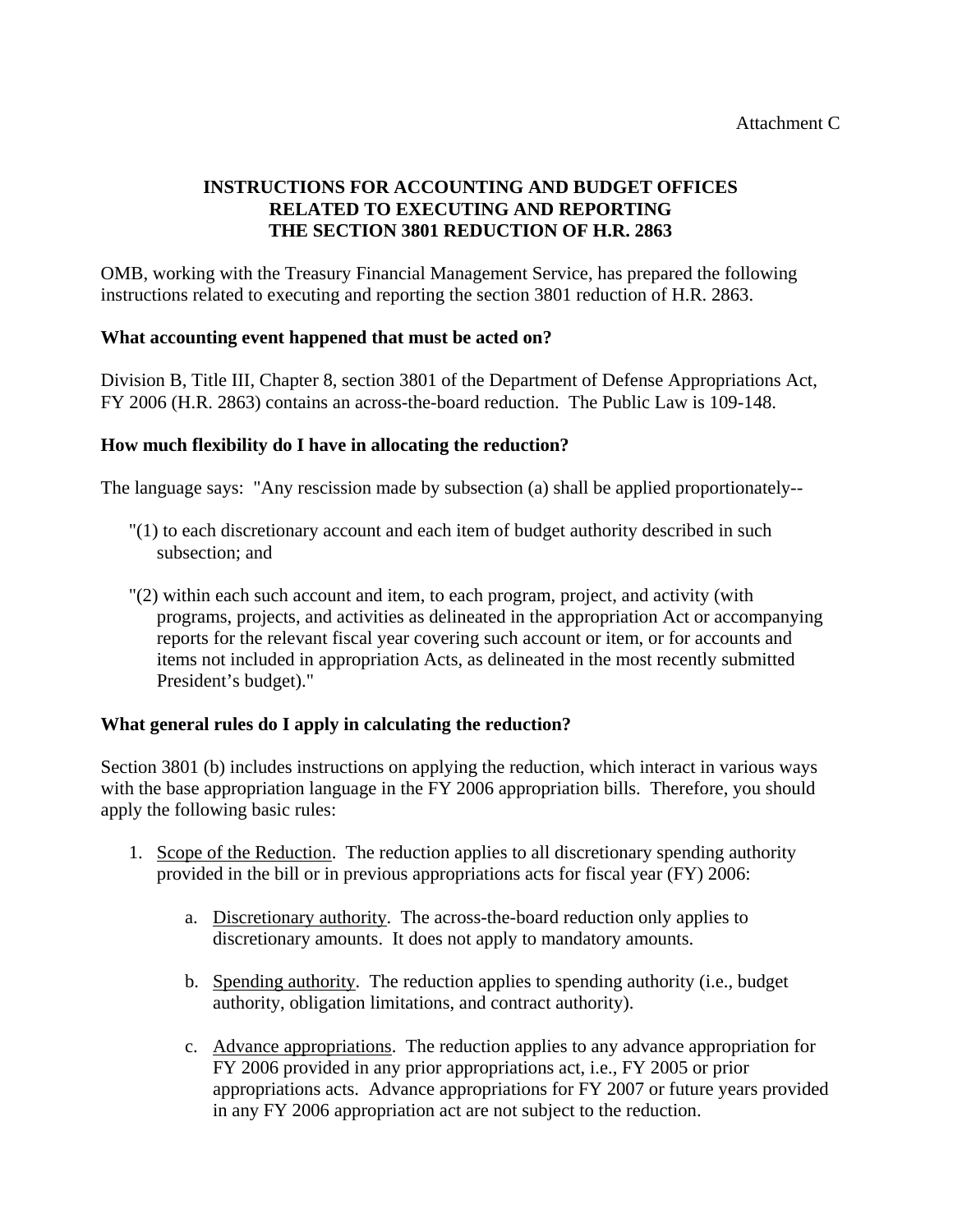Attachment C

# INSTRUCTIONS FOR ACCOUNTING AND BUDGET OFFICES RELATED TO EXECUTING AND REPORTING THE SECTION 3801 REDUCTION OF H.R. 2863

OMB, working with the Treasury Financial Management Service, has prepared the following instructions related to executing and reporting the section 3801 reduction of H.R. 2863.

**What accounting event happened that must be acted on?**

Division B, Title III, Chapter 8, section 3801 of the Department of Defense Appropriations Act, FY 2006 (H.R. 2863) contains an across-the-board reduction. The Public Law is 109-148.

**How much flexibility do I have in allocating the reduction?**

The language says: "Any rescission made by subsection (a) shall be applied proportionately--

"(1) to each discretionary account and each item of budget authority described in such subsection; and

"(2) within each such account and item, to each program, project, and activity (with programs, projects, and activities as delineated in the appropriation Act or accompanying reports for the relevant fiscal year covering such account or item, or for accounts and items not included in appropriation Acts, as delineated in the most recently submitted President's budget)."

**What general rules do I apply in calculating the reduction?**

Section 3801 (b) includes instructions on applying the reduction, which interact in various ways with the base appropriation language in the FY 2006 appropriation bills. Therefore, you should apply the following basic rules:

1. Scope of the Reduction. The reduction applies to all discretionary spending authority provided in the bill or in previous appropriations acts for fiscal year (FY) 2006:
   a. Discretionary authority. The across-the-board reduction only applies to discretionary amounts. It does not apply to mandatory amounts.
   b. Spending authority. The reduction applies to spending authority (i.e., budget authority, obligation limitations, and contract authority).
   c. Advance appropriations. The reduction applies to any advance appropriation for FY 2006 provided in any prior appropriations act, i.e., FY 2005 or prior appropriations acts. Advance appropriations for FY 2007 or future years provided in any FY 2006 appropriation act are not subject to the reduction.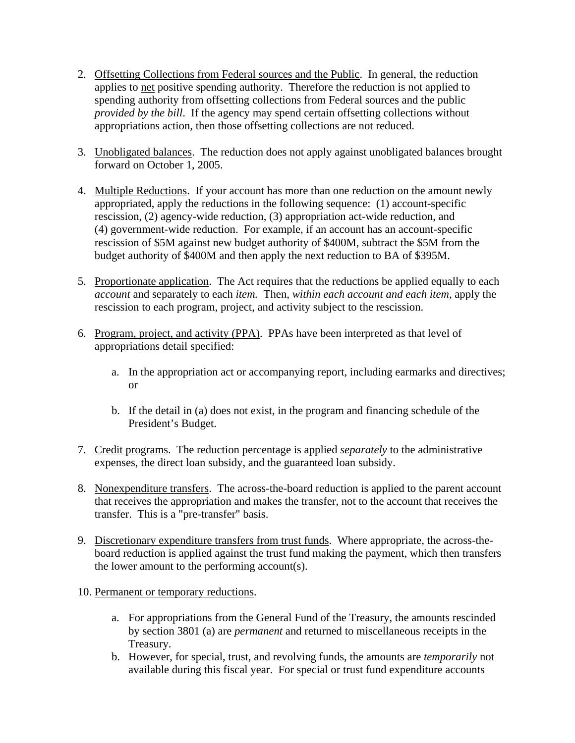2. Offsetting Collections from Federal sources and the Public. In general, the reduction applies to net positive spending authority. Therefore the reduction is not applied to spending authority from offsetting collections from Federal sources and the public *provided by the bill*. If the agency may spend certain offsetting collections without appropriations action, then those offsetting collections are not reduced.

3. Unobligated balances. The reduction does not apply against unobligated balances brought forward on October 1, 2005.

4. Multiple Reductions. If your account has more than one reduction on the amount newly appropriated, apply the reductions in the following sequence: (1) account-specific rescission, (2) agency-wide reduction, (3) appropriation act-wide reduction, and (4) government-wide reduction. For example, if an account has an account-specific rescission of $5M against new budget authority of $400M, subtract the $5M from the budget authority of $400M and then apply the next reduction to BA of $395M.

5. Proportionate application. The Act requires that the reductions be applied equally to each *account* and separately to each *item.* Then, *within each account and each item*, apply the rescission to each program, project, and activity subject to the rescission.

6. Program, project, and activity (PPA). PPAs have been interpreted as that level of appropriations detail specified:

   a. In the appropriation act or accompanying report, including earmarks and directives; or

   b. If the detail in (a) does not exist, in the program and financing schedule of the President's Budget.

7. Credit programs. The reduction percentage is applied *separately* to the administrative expenses, the direct loan subsidy, and the guaranteed loan subsidy.

8. Nonexpenditure transfers. The across-the-board reduction is applied to the parent account that receives the appropriation and makes the transfer, not to the account that receives the transfer. This is a "pre-transfer" basis.

9. Discretionary expenditure transfers from trust funds. Where appropriate, the across-the-board reduction is applied against the trust fund making the payment, which then transfers the lower amount to the performing account(s).

10. Permanent or temporary reductions.

    a. For appropriations from the General Fund of the Treasury, the amounts rescinded by section 3801 (a) are *permanent* and returned to miscellaneous receipts in the Treasury.
    b. However, for special, trust, and revolving funds, the amounts are *temporarily* not available during this fiscal year. For special or trust fund expenditure accounts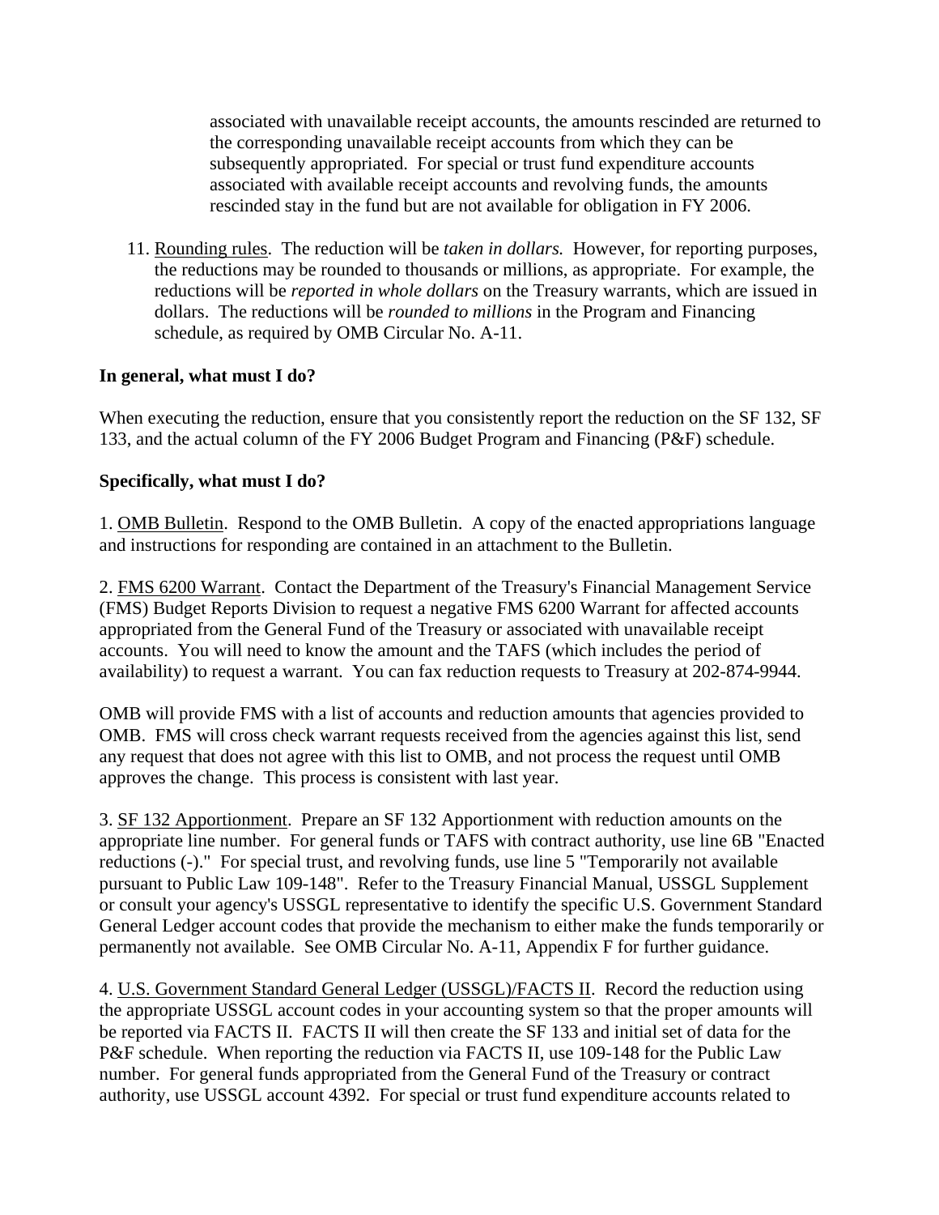associated with unavailable receipt accounts, the amounts rescinded are returned to the corresponding unavailable receipt accounts from which they can be subsequently appropriated. For special or trust fund expenditure accounts associated with available receipt accounts and revolving funds, the amounts rescinded stay in the fund but are not available for obligation in FY 2006.

11. Rounding rules. The reduction will be *taken in dollars.* However, for reporting purposes, the reductions may be rounded to thousands or millions, as appropriate. For example, the reductions will be *reported in whole dollars* on the Treasury warrants, which are issued in dollars. The reductions will be *rounded to millions* in the Program and Financing schedule, as required by OMB Circular No. A-11.

**In general, what must I do?**

When executing the reduction, ensure that you consistently report the reduction on the SF 132, SF 133, and the actual column of the FY 2006 Budget Program and Financing (P&F) schedule.

**Specifically, what must I do?**

1. OMB Bulletin. Respond to the OMB Bulletin. A copy of the enacted appropriations language and instructions for responding are contained in an attachment to the Bulletin.

2. FMS 6200 Warrant. Contact the Department of the Treasury's Financial Management Service (FMS) Budget Reports Division to request a negative FMS 6200 Warrant for affected accounts appropriated from the General Fund of the Treasury or associated with unavailable receipt accounts. You will need to know the amount and the TAFS (which includes the period of availability) to request a warrant. You can fax reduction requests to Treasury at 202-874-9944.

OMB will provide FMS with a list of accounts and reduction amounts that agencies provided to OMB. FMS will cross check warrant requests received from the agencies against this list, send any request that does not agree with this list to OMB, and not process the request until OMB approves the change. This process is consistent with last year.

3. SF 132 Apportionment. Prepare an SF 132 Apportionment with reduction amounts on the appropriate line number. For general funds or TAFS with contract authority, use line 6B "Enacted reductions (-)." For special trust, and revolving funds, use line 5 "Temporarily not available pursuant to Public Law 109-148". Refer to the Treasury Financial Manual, USSGL Supplement or consult your agency's USSGL representative to identify the specific U.S. Government Standard General Ledger account codes that provide the mechanism to either make the funds temporarily or permanently not available. See OMB Circular No. A-11, Appendix F for further guidance.

4. U.S. Government Standard General Ledger (USSGL)/FACTS II. Record the reduction using the appropriate USSGL account codes in your accounting system so that the proper amounts will be reported via FACTS II. FACTS II will then create the SF 133 and initial set of data for the P&F schedule. When reporting the reduction via FACTS II, use 109-148 for the Public Law number. For general funds appropriated from the General Fund of the Treasury or contract authority, use USSGL account 4392. For special or trust fund expenditure accounts related to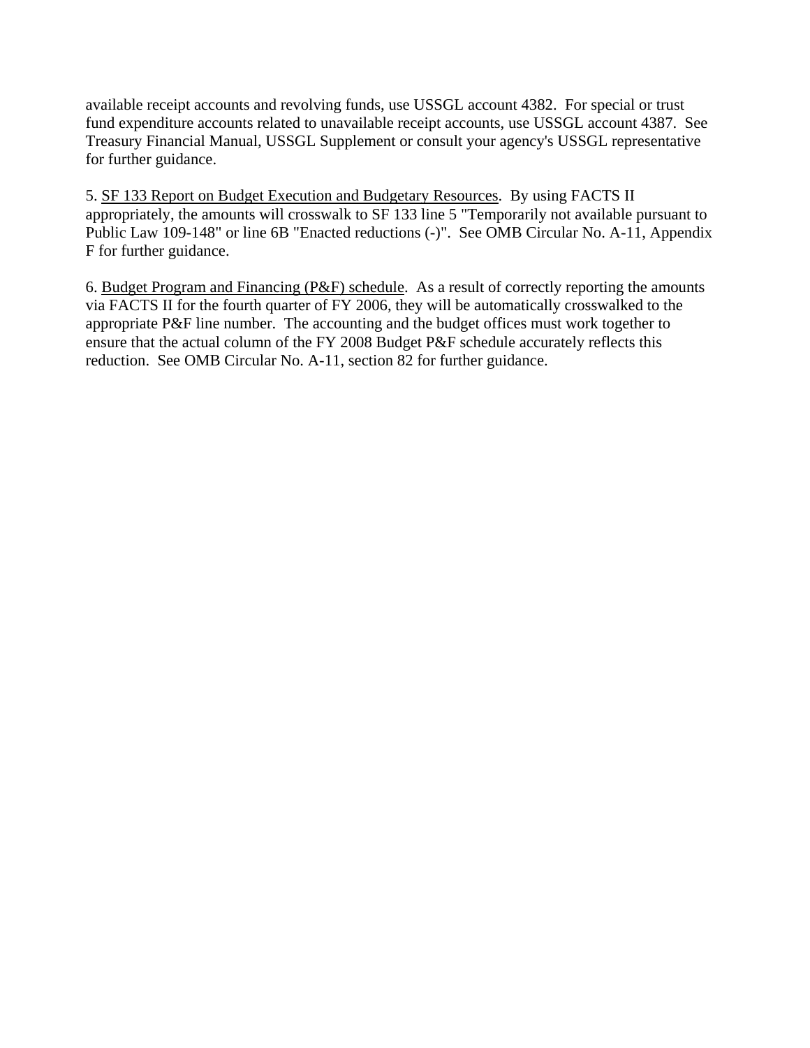available receipt accounts and revolving funds, use USSGL account 4382. For special or trust fund expenditure accounts related to unavailable receipt accounts, use USSGL account 4387. See Treasury Financial Manual, USSGL Supplement or consult your agency's USSGL representative for further guidance.

5. <u>SF 133 Report on Budget Execution and Budgetary Resources</u>. By using FACTS II appropriately, the amounts will crosswalk to SF 133 line 5 "Temporarily not available pursuant to Public Law 109-148" or line 6B "Enacted reductions (-)". See OMB Circular No. A-11, Appendix F for further guidance.

6. <u>Budget Program and Financing (P&F) schedule</u>. As a result of correctly reporting the amounts via FACTS II for the fourth quarter of FY 2006, they will be automatically crosswalked to the appropriate P&F line number. The accounting and the budget offices must work together to ensure that the actual column of the FY 2008 Budget P&F schedule accurately reflects this reduction. See OMB Circular No. A-11, section 82 for further guidance.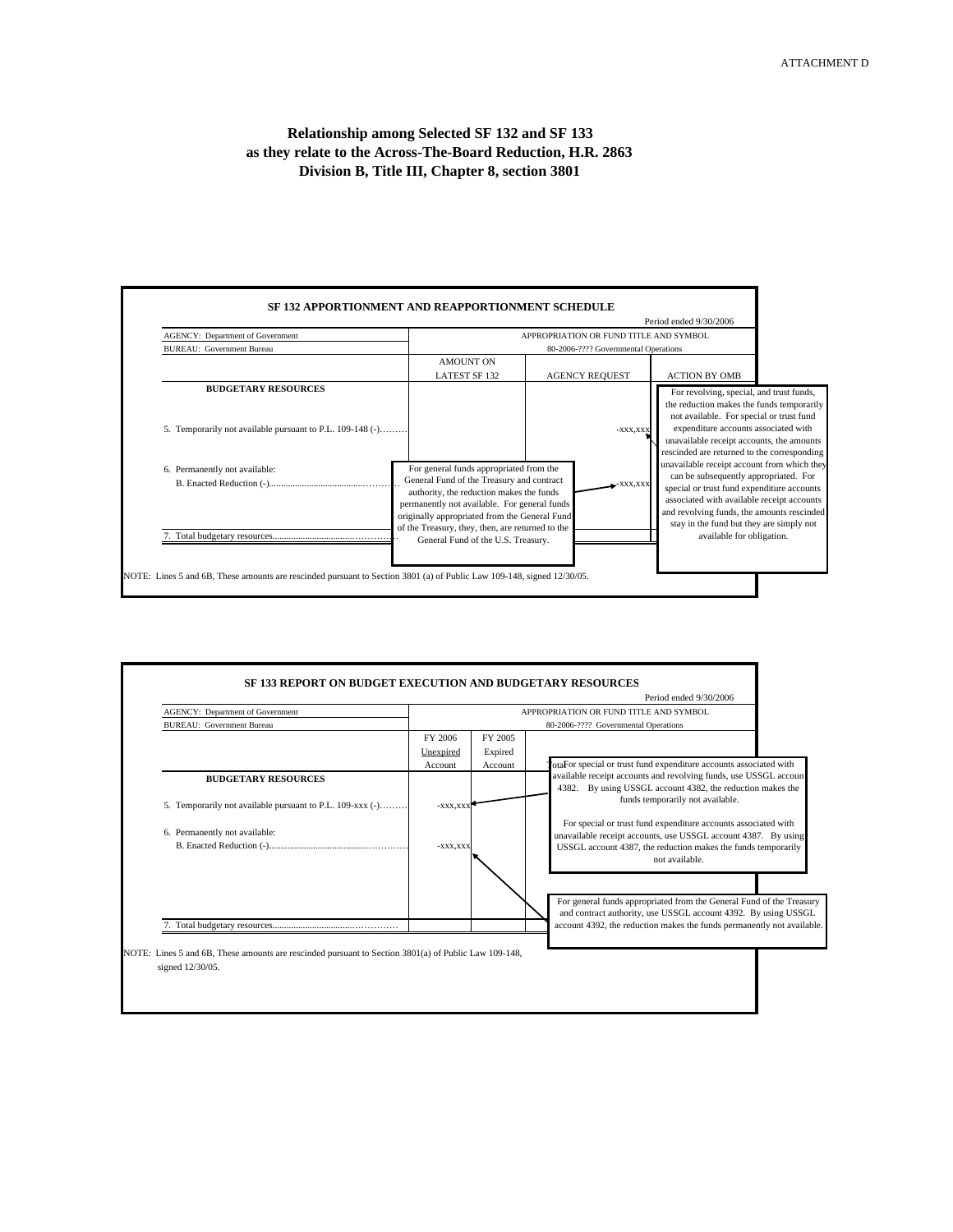ATTACHMENT D

## Relationship among Selected SF 132 and SF 133 as they relate to the Across-The-Board Reduction, H.R. 2863 Division B, Title III, Chapter 8, section 3801

### SF 132 APPORTIONMENT AND REAPPORTIONMENT SCHEDULE

Period ended 9/30/2006

| AGENCY: Department of Government | APPROPRIATION OR FUND TITLE AND SYMBOL | | |
|---|---|---|---|
| BUREAU: Government Bureau | 80-2006-???? Governmental Operations | | |
| | AMOUNT ON LATEST SF 132 | AGENCY REQUEST | ACTION BY OMB |
| **BUDGETARY RESOURCES** | | | |
| 5. Temporarily not available pursuant to P.L. 109-148 (-)......... | | -xxx,xxx | |
| 6. Permanently not available: | | | |
| B. Enacted Reduction (-)........................................ | | -xxx,xxx | |
| 7. Total budgetary resources........................................ | | | |

For general funds appropriated from the General Fund of the Treasury and contract authority, the reduction makes the funds permanently not available. For general funds originally appropriated from the General Fund of the Treasury, they, then, are returned to the General Fund of the U.S. Treasury.

For revolving, special, and trust funds, the reduction makes the funds temporarily not available. For special or trust fund expenditure accounts associated with unavailable receipt accounts, the amounts rescinded are returned to the corresponding unavailable receipt account from which they can be subsequently appropriated. For special or trust fund expenditure accounts associated with available receipt accounts and revolving funds, the amounts rescinded stay in the fund but they are simply not available for obligation.

NOTE: Lines 5 and 6B, These amounts are rescinded pursuant to Section 3801 (a) of Public Law 109-148, signed 12/30/05.

### SF 133 REPORT ON BUDGET EXECUTION AND BUDGETARY RESOURCES

Period ended 9/30/2006

| AGENCY: Department of Government | APPROPRIATION OR FUND TITLE AND SYMBOL | | |
|---|---|---|---|
| BUREAU: Government Bureau | 80-2006-???? Governmental Operations | | |
| | FY 2006 Unexpired Account | FY 2005 Expired Account | Total |
| **BUDGETARY RESOURCES** | | | |
| 5. Temporarily not available pursuant to P.L. 109-xxx (-)......... | -xxx,xxx | | |
| 6. Permanently not available: | | | |
| B. Enacted Reduction (-)........................................ | -xxx,xxx | | |
| 7. Total budgetary resources........................................ | | | |

For special or trust fund expenditure accounts associated with available receipt accounts and revolving funds, use USSGL account 4382. By using USSGL account 4382, the reduction makes the funds temporarily not available.

For special or trust fund expenditure accounts associated with unavailable receipt accounts, use USSGL account 4387. By using USSGL account 4387, the reduction makes the funds temporarily not available.

For general funds appropriated from the General Fund of the Treasury and contract authority, use USSGL account 4392. By using USSGL account 4392, the reduction makes the funds permanently not available.

NOTE: Lines 5 and 6B, These amounts are rescinded pursuant to Section 3801(a) of Public Law 109-148, signed 12/30/05.